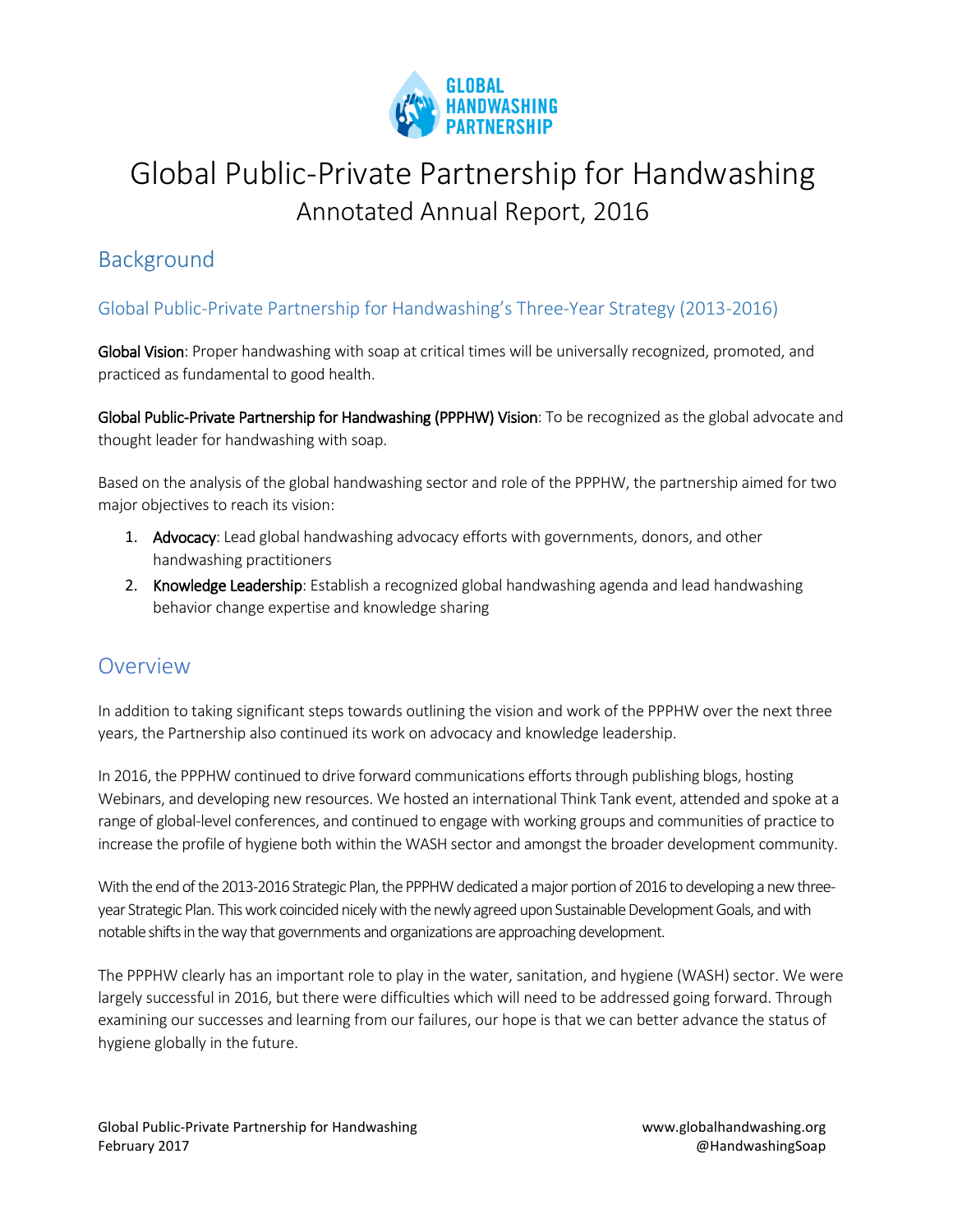# Global Public-Private Partnership for Handwashing

## Annotated Annual Report, 2016

## Background

### Global Public-Private Partnership for Handwashing's Three-Year Strategy (2013-2016)

**Global Vision**: Proper handwashing with soap at critical times will be universally recognized, promoted, and practiced as fundamental to good health.

**Global Public-Private Partnership for Handwashing (PPPHW) Vision**: To be recognized as the global advocate and thought leader for handwashing with soap.

Based on the analysis of the global handwashing sector and role of the PPPHW, the partnership aimed for two major objectives to reach its vision:

1. **Advocacy**: Lead global handwashing advocacy efforts with governments, donors, and other handwashing practitioners
2. **Knowledge Leadership**: Establish a recognized global handwashing agenda and lead handwashing behavior change expertise and knowledge sharing

## Overview

In addition to taking significant steps towards outlining the vision and work of the PPPHW over the next three years, the Partnership also continued its work on advocacy and knowledge leadership.

In 2016, the PPPHW continued to drive forward communications efforts through publishing blogs, hosting Webinars, and developing new resources. We hosted an international Think Tank event, attended and spoke at a range of global-level conferences, and continued to engage with working groups and communities of practice to increase the profile of hygiene both within the WASH sector and amongst the broader development community.

With the end of the 2013-2016 Strategic Plan, the PPPHW dedicated a major portion of 2016 to developing a new three-year Strategic Plan. This work coincided nicely with the newly agreed upon Sustainable Development Goals, and with notable shifts in the way that governments and organizations are approaching development.

The PPPHW clearly has an important role to play in the water, sanitation, and hygiene (WASH) sector. We were largely successful in 2016, but there were difficulties which will need to be addressed going forward. Through examining our successes and learning from our failures, our hope is that we can better advance the status of hygiene globally in the future.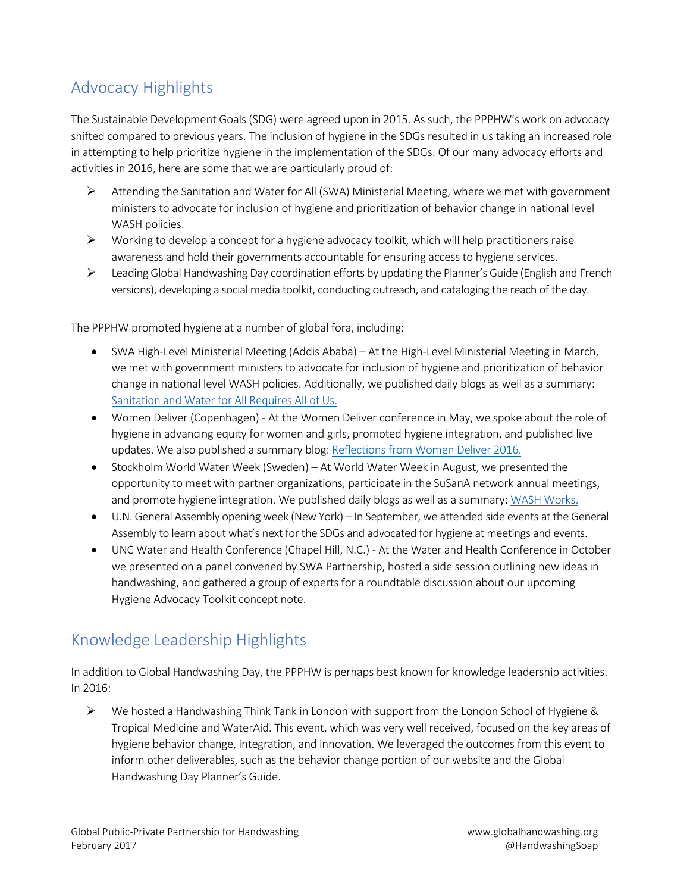## Advocacy Highlights

The Sustainable Development Goals (SDG) were agreed upon in 2015. As such, the PPPHW's work on advocacy shifted compared to previous years. The inclusion of hygiene in the SDGs resulted in us taking an increased role in attempting to help prioritize hygiene in the implementation of the SDGs. Of our many advocacy efforts and activities in 2016, here are some that we are particularly proud of:

- Attending the Sanitation and Water for All (SWA) Ministerial Meeting, where we met with government ministers to advocate for inclusion of hygiene and prioritization of behavior change in national level WASH policies.
- Working to develop a concept for a hygiene advocacy toolkit, which will help practitioners raise awareness and hold their governments accountable for ensuring access to hygiene services.
- Leading Global Handwashing Day coordination efforts by updating the Planner's Guide (English and French versions), developing a social media toolkit, conducting outreach, and cataloging the reach of the day.

The PPPHW promoted hygiene at a number of global fora, including:

- SWA High-Level Ministerial Meeting (Addis Ababa) – At the High-Level Ministerial Meeting in March, we met with government ministers to advocate for inclusion of hygiene and prioritization of behavior change in national level WASH policies. Additionally, we published daily blogs as well as a summary: Sanitation and Water for All Requires All of Us.
- Women Deliver (Copenhagen) - At the Women Deliver conference in May, we spoke about the role of hygiene in advancing equity for women and girls, promoted hygiene integration, and published live updates. We also published a summary blog: Reflections from Women Deliver 2016.
- Stockholm World Water Week (Sweden) – At World Water Week in August, we presented the opportunity to meet with partner organizations, participate in the SuSanA network annual meetings, and promote hygiene integration. We published daily blogs as well as a summary: WASH Works.
- U.N. General Assembly opening week (New York) – In September, we attended side events at the General Assembly to learn about what's next for the SDGs and advocated for hygiene at meetings and events.
- UNC Water and Health Conference (Chapel Hill, N.C.) - At the Water and Health Conference in October we presented on a panel convened by SWA Partnership, hosted a side session outlining new ideas in handwashing, and gathered a group of experts for a roundtable discussion about our upcoming Hygiene Advocacy Toolkit concept note.

## Knowledge Leadership Highlights

In addition to Global Handwashing Day, the PPPHW is perhaps best known for knowledge leadership activities. In 2016:

- We hosted a Handwashing Think Tank in London with support from the London School of Hygiene & Tropical Medicine and WaterAid. This event, which was very well received, focused on the key areas of hygiene behavior change, integration, and innovation. We leveraged the outcomes from this event to inform other deliverables, such as the behavior change portion of our website and the Global Handwashing Day Planner's Guide.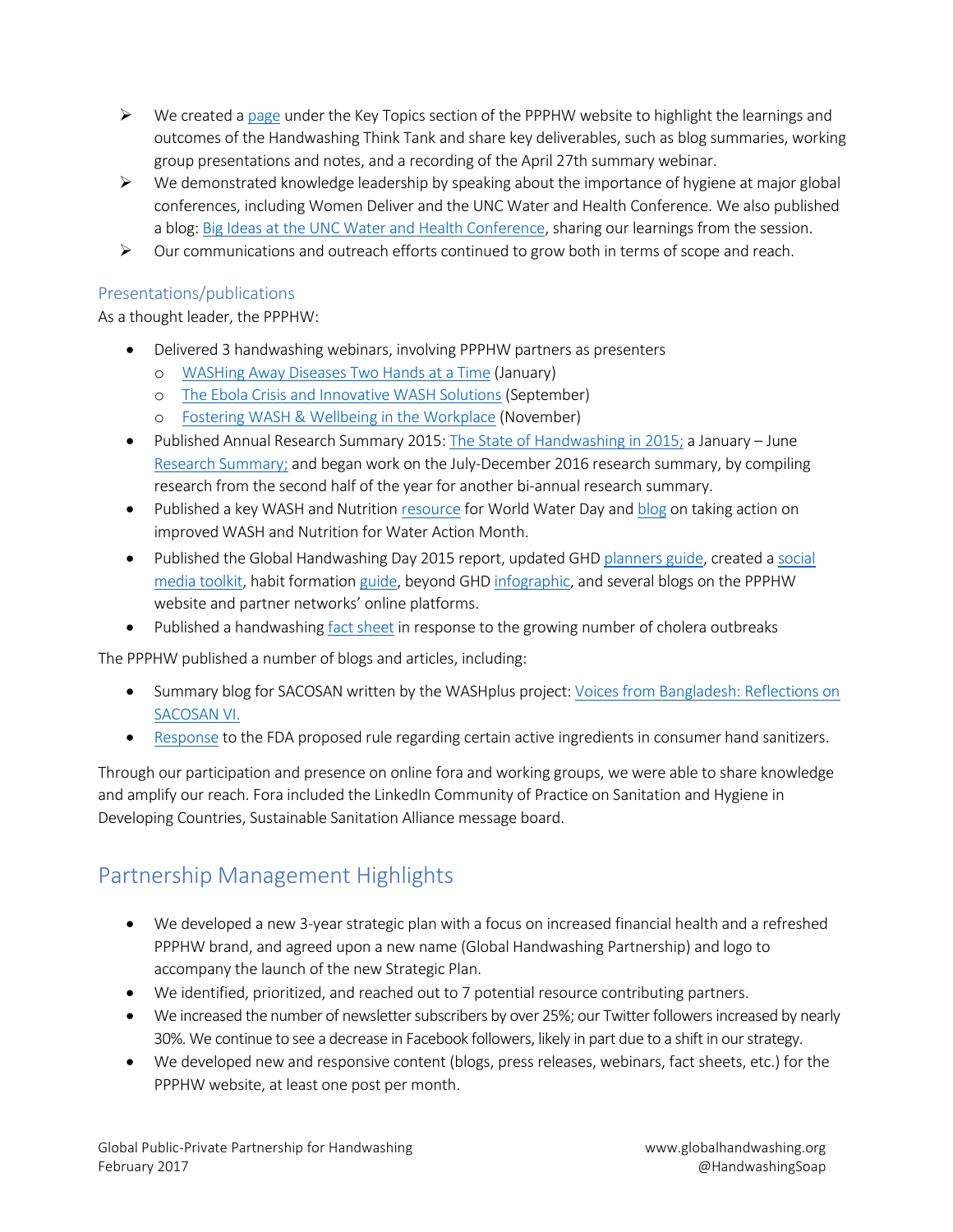- We created a page under the Key Topics section of the PPPHW website to highlight the learnings and outcomes of the Handwashing Think Tank and share key deliverables, such as blog summaries, working group presentations and notes, and a recording of the April 27th summary webinar.
- We demonstrated knowledge leadership by speaking about the importance of hygiene at major global conferences, including Women Deliver and the UNC Water and Health Conference. We also published a blog: Big Ideas at the UNC Water and Health Conference, sharing our learnings from the session.
- Our communications and outreach efforts continued to grow both in terms of scope and reach.

### Presentations/publications

As a thought leader, the PPPHW:

- Delivered 3 handwashing webinars, involving PPPHW partners as presenters
  - WASHing Away Diseases Two Hands at a Time (January)
  - The Ebola Crisis and Innovative WASH Solutions (September)
  - Fostering WASH & Wellbeing in the Workplace (November)
- Published Annual Research Summary 2015: The State of Handwashing in 2015; a January – June Research Summary; and began work on the July-December 2016 research summary, by compiling research from the second half of the year for another bi-annual research summary.
- Published a key WASH and Nutrition resource for World Water Day and blog on taking action on improved WASH and Nutrition for Water Action Month.
- Published the Global Handwashing Day 2015 report, updated GHD planners guide, created a social media toolkit, habit formation guide, beyond GHD infographic, and several blogs on the PPPHW website and partner networks' online platforms.
- Published a handwashing fact sheet in response to the growing number of cholera outbreaks

The PPPHW published a number of blogs and articles, including:

- Summary blog for SACOSAN written by the WASHplus project: Voices from Bangladesh: Reflections on SACOSAN VI.
- Response to the FDA proposed rule regarding certain active ingredients in consumer hand sanitizers.

Through our participation and presence on online fora and working groups, we were able to share knowledge and amplify our reach. Fora included the LinkedIn Community of Practice on Sanitation and Hygiene in Developing Countries, Sustainable Sanitation Alliance message board.

## Partnership Management Highlights

- We developed a new 3-year strategic plan with a focus on increased financial health and a refreshed PPPHW brand, and agreed upon a new name (Global Handwashing Partnership) and logo to accompany the launch of the new Strategic Plan.
- We identified, prioritized, and reached out to 7 potential resource contributing partners.
- We increased the number of newsletter subscribers by over 25%; our Twitter followers increased by nearly 30%. We continue to see a decrease in Facebook followers, likely in part due to a shift in our strategy.
- We developed new and responsive content (blogs, press releases, webinars, fact sheets, etc.) for the PPPHW website, at least one post per month.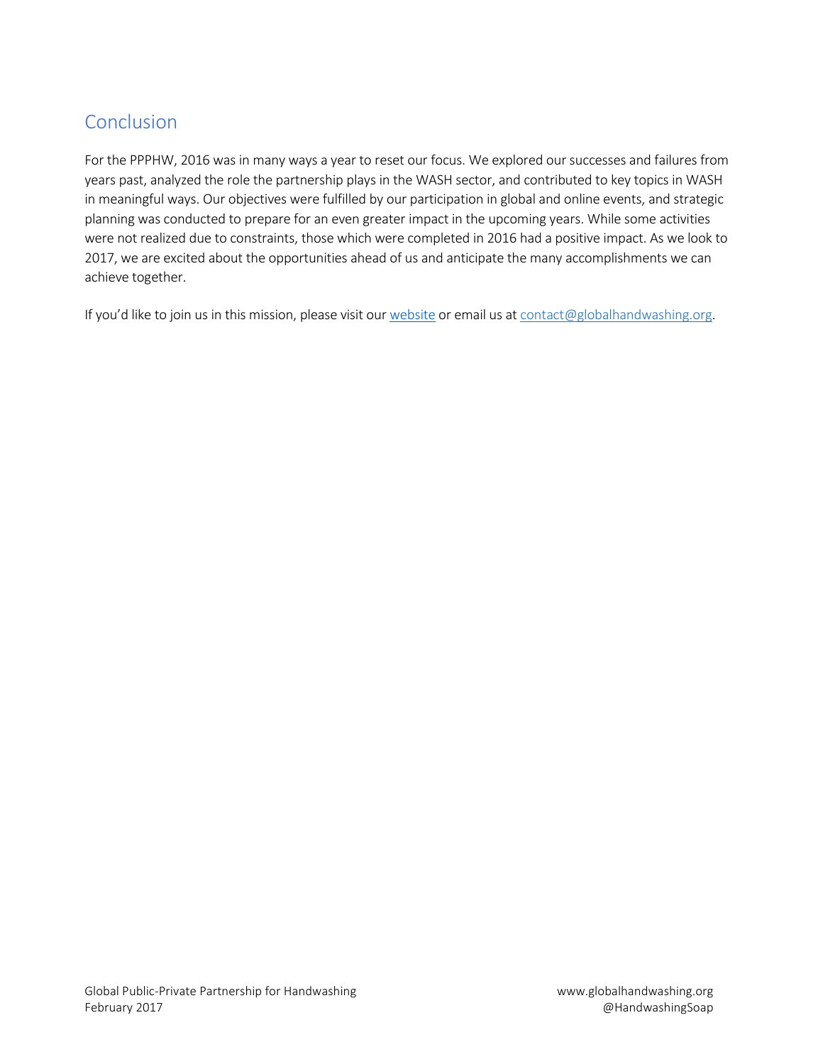## Conclusion

For the PPPHW, 2016 was in many ways a year to reset our focus. We explored our successes and failures from years past, analyzed the role the partnership plays in the WASH sector, and contributed to key topics in WASH in meaningful ways. Our objectives were fulfilled by our participation in global and online events, and strategic planning was conducted to prepare for an even greater impact in the upcoming years. While some activities were not realized due to constraints, those which were completed in 2016 had a positive impact. As we look to 2017, we are excited about the opportunities ahead of us and anticipate the many accomplishments we can achieve together.

If you'd like to join us in this mission, please visit our website or email us at contact@globalhandwashing.org.